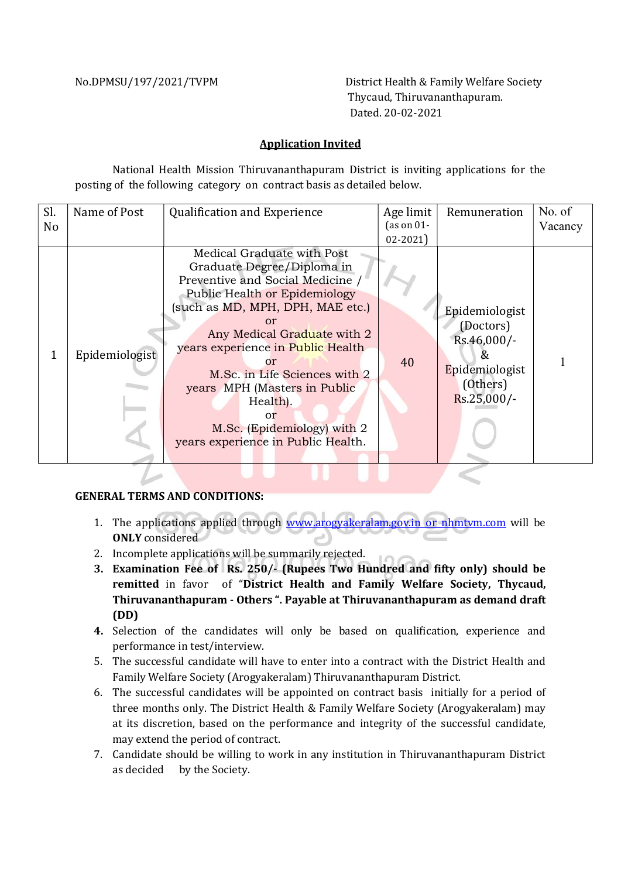No.DPMSU/197/2021/TVPM

District Health & Family Welfare Society
Thycaud, Thiruvananthapuram.
Dated. 20-02-2021

## Application Invited

National Health Mission Thiruvananthapuram District is inviting applications for the posting of the following category on contract basis as detailed below.

| Sl. No | Name of Post | Qualification and Experience | Age limit (as on 01-02-2021) | Remuneration | No. of Vacancy |
|---|---|---|---|---|---|
| 1 | Epidemiologist | Medical Graduate with Post Graduate Degree/Diploma in Preventive and Social Medicine / Public Health or Epidemiology (such as MD, MPH, DPH, MAE etc.) or Any Medical Graduate with 2 years experience in Public Health or M.Sc. in Life Sciences with 2 years MPH (Masters in Public Health). or M.Sc. (Epidemiology) with 2 years experience in Public Health. | 40 | Epidemiologist (Doctors) Rs.46,000/- & Epidemiologist (Others) Rs.25,000/- | 1 |

**GENERAL TERMS AND CONDITIONS:**

1. The applications applied through www.arogyakeralam.gov.in or nhmtvm.com will be **ONLY** considered
2. Incomplete applications will be summarily rejected.
3. **Examination Fee of Rs. 250/- (Rupees Two Hundred and fifty only) should be remitted** in favor of "**District Health and Family Welfare Society, Thycaud, Thiruvananthapuram - Others ". Payable at Thiruvananthapuram as demand draft (DD)**
4. Selection of the candidates will only be based on qualification, experience and performance in test/interview.
5. The successful candidate will have to enter into a contract with the District Health and Family Welfare Society (Arogyakeralam) Thiruvananthapuram District.
6. The successful candidates will be appointed on contract basis initially for a period of three months only. The District Health & Family Welfare Society (Arogyakeralam) may at its discretion, based on the performance and integrity of the successful candidate, may extend the period of contract.
7. Candidate should be willing to work in any institution in Thiruvananthapuram District as decided by the Society.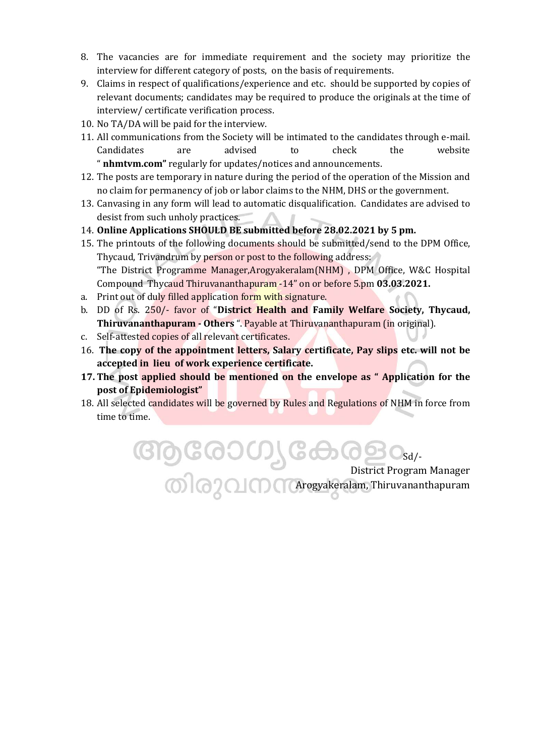8. The vacancies are for immediate requirement and the society may prioritize the interview for different category of posts, on the basis of requirements.
9. Claims in respect of qualifications/experience and etc. should be supported by copies of relevant documents; candidates may be required to produce the originals at the time of interview/ certificate verification process.
10. No TA/DA will be paid for the interview.
11. All communications from the Society will be intimated to the candidates through e-mail. Candidates are advised to check the website " **nhmtvm.com"** regularly for updates/notices and announcements.
12. The posts are temporary in nature during the period of the operation of the Mission and no claim for permanency of job or labor claims to the NHM, DHS or the government.
13. Canvasing in any form will lead to automatic disqualification. Candidates are advised to desist from such unholy practices.
14. **Online Applications SHOULD BE submitted before 28.02.2021 by 5 pm.**
15. The printouts of the following documents should be submitted/send to the DPM Office, Thycaud, Trivandrum by person or post to the following address:
    "The District Programme Manager,Arogyakeralam(NHM) , DPM Office, W&C Hospital Compound Thycaud Thiruvananthapuram -14" on or before 5.pm **03.03.2021.**

a. Print out of duly filled application form with signature.
b. DD of Rs. 250/- favor of "**District Health and Family Welfare Society, Thycaud, Thiruvananthapuram - Others** ". Payable at Thiruvananthapuram (in original).
c. Self-attested copies of all relevant certificates.

16. **The copy of the appointment letters, Salary certificate, Pay slips etc. will not be accepted in lieu of work experience certificate.**
17. **The post applied should be mentioned on the envelope as " Application for the post of Epidemiologist"**
18. All selected candidates will be governed by Rules and Regulations of NHM in force from time to time.

Sd/-
District Program Manager
Arogyakeralam, Thiruvananthapuram